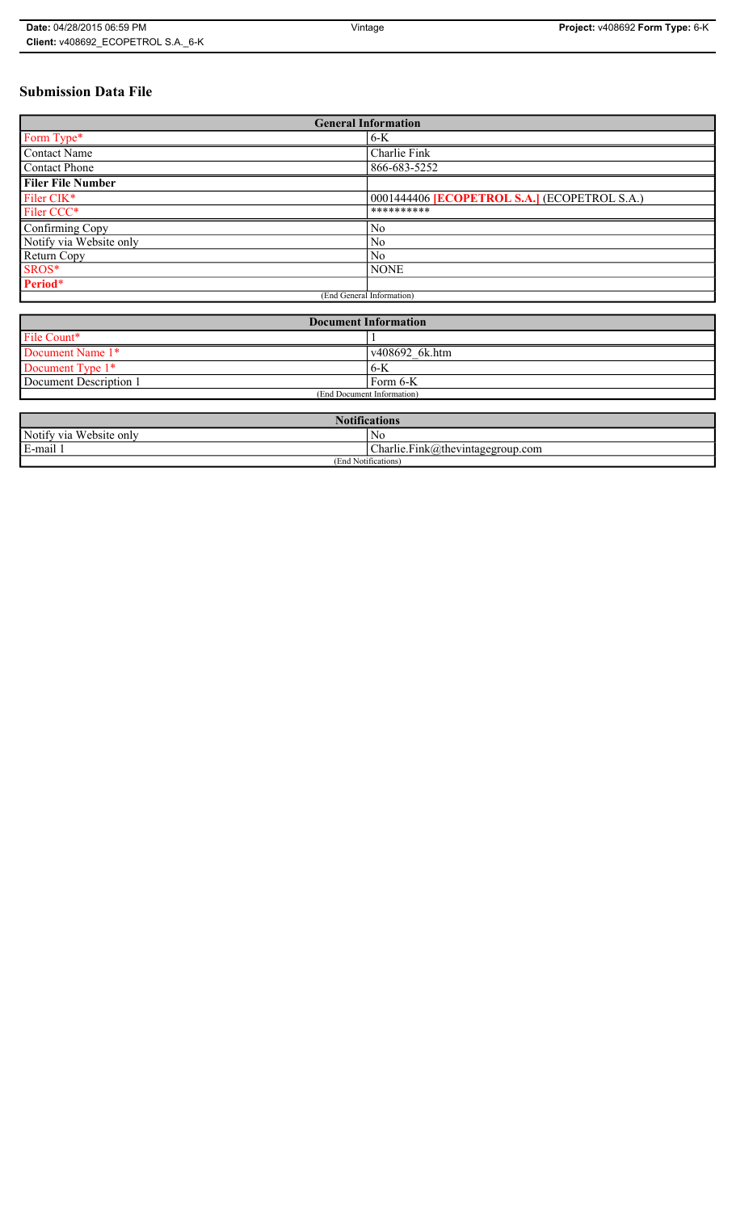# Submission Data File

| General Information | |
|---|---|
| Form Type* | 6-K |
| Contact Name | Charlie Fink |
| Contact Phone | 866-683-5252 |
| **Filer File Number** | |
| Filer CIK* | 0001444406 **[ECOPETROL S.A.]** (ECOPETROL S.A.) |
| Filer CCC* | ********** |
| Confirming Copy | No |
| Notify via Website only | No |
| Return Copy | No |
| SROS* | NONE |
| **Period*** | |
| (End General Information) | |

| Document Information | |
|---|---|
| File Count* | 1 |
| Document Name 1* | v408692_6k.htm |
| Document Type 1* | 6-K |
| Document Description 1 | Form 6-K |
| (End Document Information) | |

| Notifications | |
|---|---|
| Notify via Website only | No |
| E-mail 1 | Charlie.Fink@thevintagegroup.com |
| (End Notifications) | |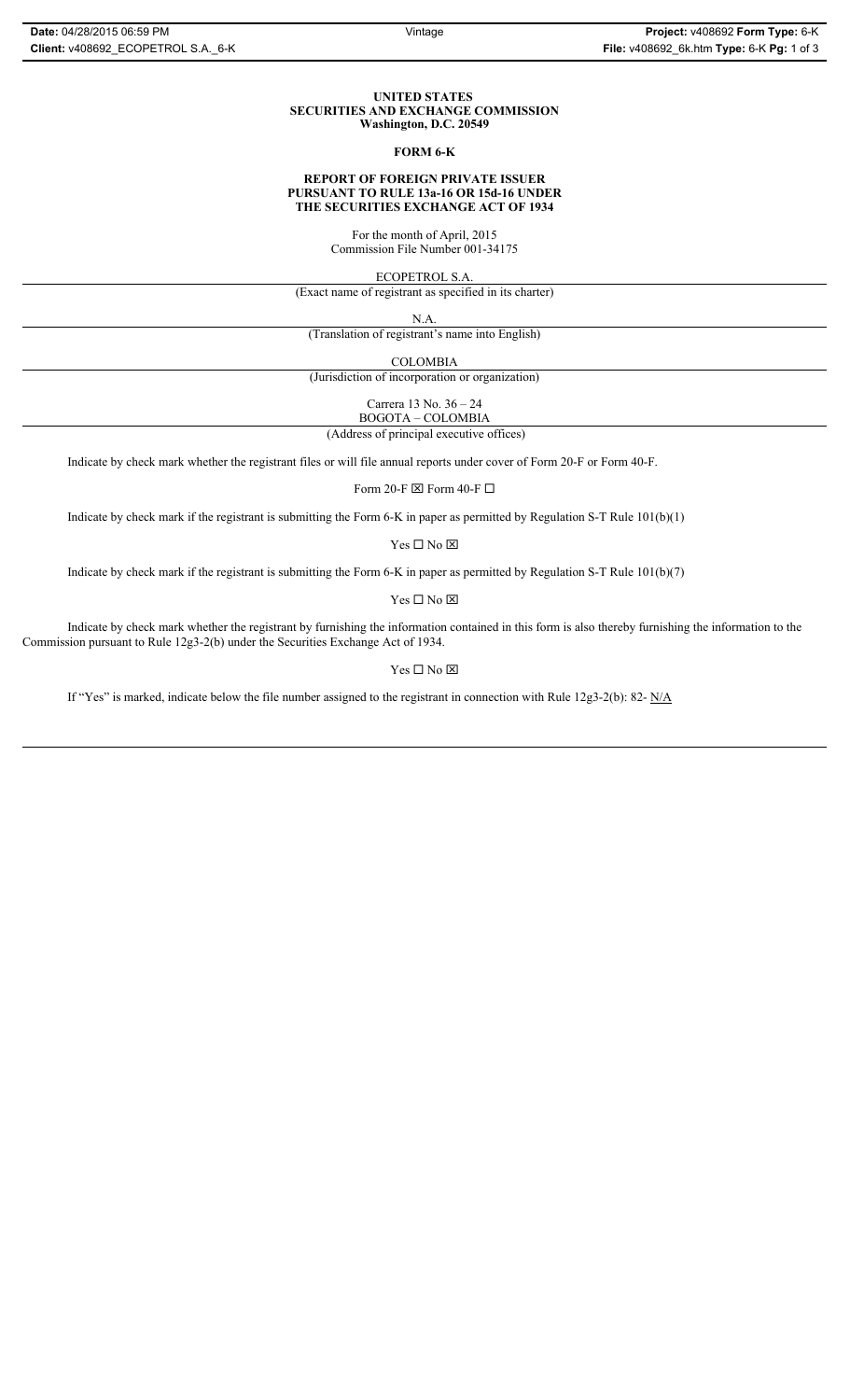**UNITED STATES**
**SECURITIES AND EXCHANGE COMMISSION**
**Washington, D.C. 20549**

**FORM 6-K**

**REPORT OF FOREIGN PRIVATE ISSUER**
**PURSUANT TO RULE 13a-16 OR 15d-16 UNDER**
**THE SECURITIES EXCHANGE ACT OF 1934**

For the month of April, 2015
Commission File Number 001-34175

ECOPETROL S.A.

(Exact name of registrant as specified in its charter)

N.A.

(Translation of registrant's name into English)

COLOMBIA

(Jurisdiction of incorporation or organization)

Carrera 13 No. 36 – 24
BOGOTA – COLOMBIA

(Address of principal executive offices)

Indicate by check mark whether the registrant files or will file annual reports under cover of Form 20-F or Form 40-F.

Form 20-F ☒ Form 40-F ☐

Indicate by check mark if the registrant is submitting the Form 6-K in paper as permitted by Regulation S-T Rule 101(b)(1)

Yes ☐ No ☒

Indicate by check mark if the registrant is submitting the Form 6-K in paper as permitted by Regulation S-T Rule 101(b)(7)

Yes ☐ No ☒

Indicate by check mark whether the registrant by furnishing the information contained in this form is also thereby furnishing the information to the Commission pursuant to Rule 12g3-2(b) under the Securities Exchange Act of 1934.

Yes ☐ No ☒

If "Yes" is marked, indicate below the file number assigned to the registrant in connection with Rule 12g3-2(b): 82- N/A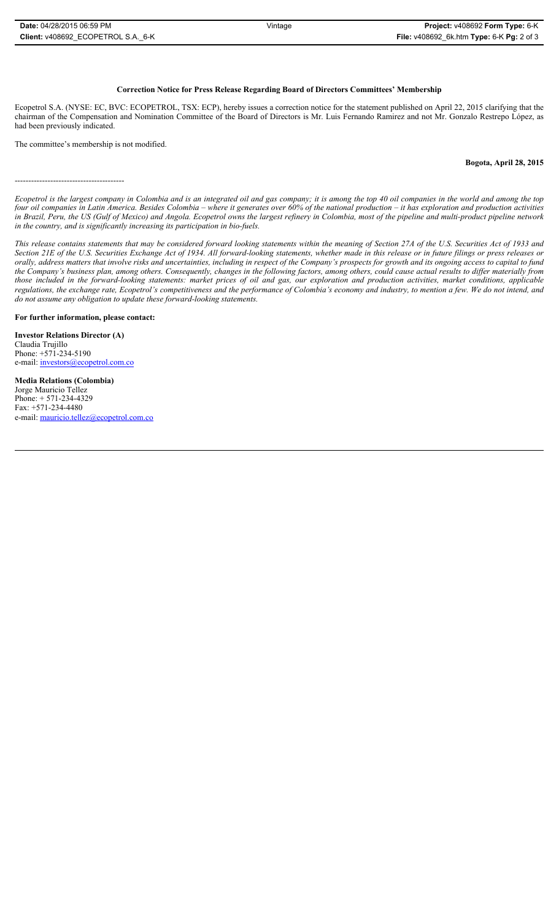**Correction Notice for Press Release Regarding Board of Directors Committees' Membership**

Ecopetrol S.A. (NYSE: EC, BVC: ECOPETROL, TSX: ECP), hereby issues a correction notice for the statement published on April 22, 2015 clarifying that the chairman of the Compensation and Nomination Committee of the Board of Directors is Mr. Luis Fernando Ramirez and not Mr. Gonzalo Restrepo López, as had been previously indicated.

The committee's membership is not modified.

**Bogota, April 28, 2015**

---------------------------------------

*Ecopetrol is the largest company in Colombia and is an integrated oil and gas company; it is among the top 40 oil companies in the world and among the top four oil companies in Latin America. Besides Colombia – where it generates over 60% of the national production – it has exploration and production activities in Brazil, Peru, the US (Gulf of Mexico) and Angola. Ecopetrol owns the largest refinery in Colombia, most of the pipeline and multi-product pipeline network in the country, and is significantly increasing its participation in bio-fuels.*

*This release contains statements that may be considered forward looking statements within the meaning of Section 27A of the U.S. Securities Act of 1933 and Section 21E of the U.S. Securities Exchange Act of 1934. All forward-looking statements, whether made in this release or in future filings or press releases or orally, address matters that involve risks and uncertainties, including in respect of the Company's prospects for growth and its ongoing access to capital to fund the Company's business plan, among others. Consequently, changes in the following factors, among others, could cause actual results to differ materially from those included in the forward-looking statements: market prices of oil and gas, our exploration and production activities, market conditions, applicable regulations, the exchange rate, Ecopetrol's competitiveness and the performance of Colombia's economy and industry, to mention a few. We do not intend, and do not assume any obligation to update these forward-looking statements.*

**For further information, please contact:**

**Investor Relations Director (A)**
Claudia Trujillo
Phone: +571-234-5190
e-mail: investors@ecopetrol.com.co

**Media Relations (Colombia)**
Jorge Mauricio Tellez
Phone: + 571-234-4329
Fax: +571-234-4480
e-mail: mauricio.tellez@ecopetrol.com.co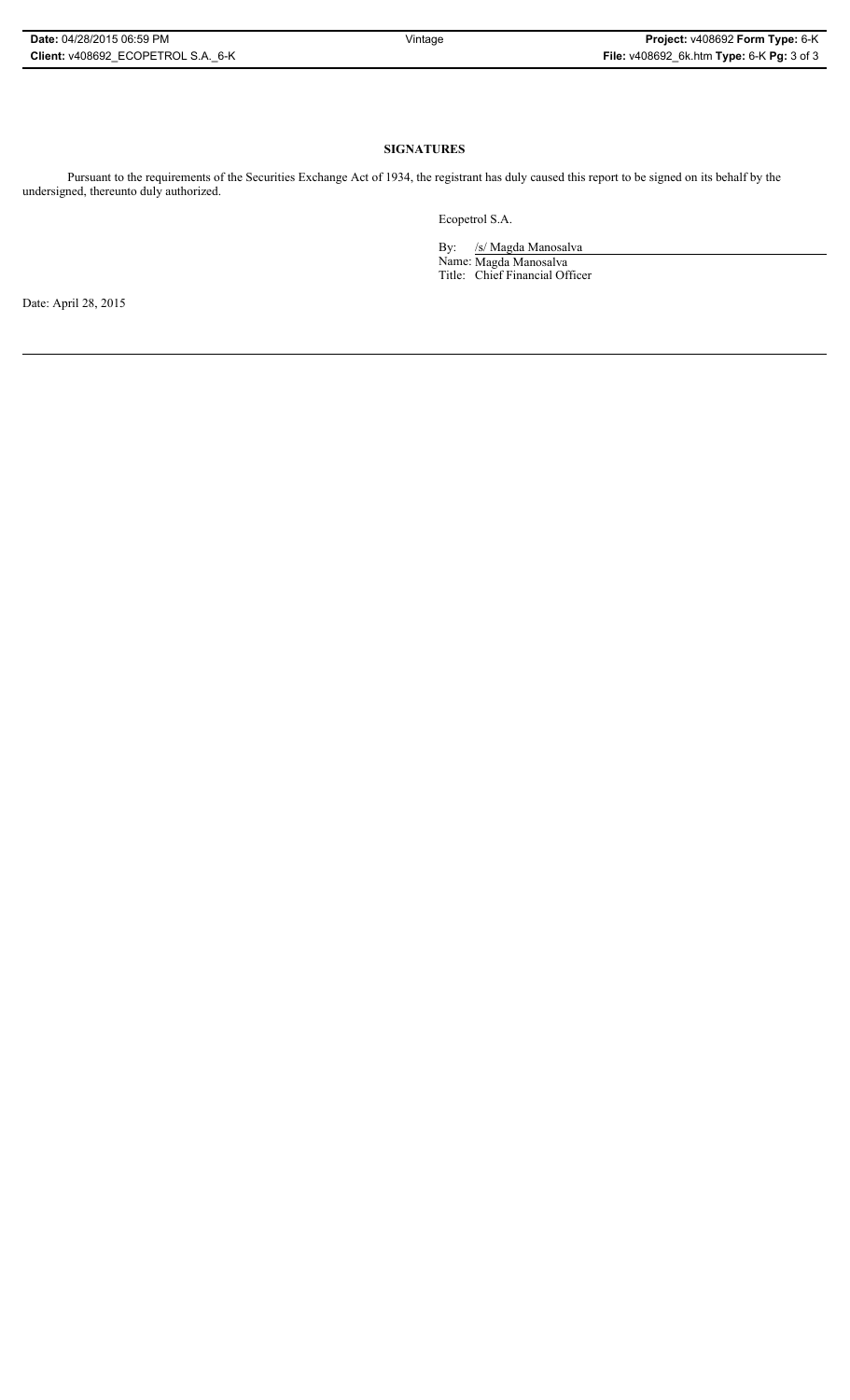**SIGNATURES**

Pursuant to the requirements of the Securities Exchange Act of 1934, the registrant has duly caused this report to be signed on its behalf by the undersigned, thereunto duly authorized.

Ecopetrol S.A.

By: /s/ Magda Manosalva
Name: Magda Manosalva
Title: Chief Financial Officer

Date: April 28, 2015